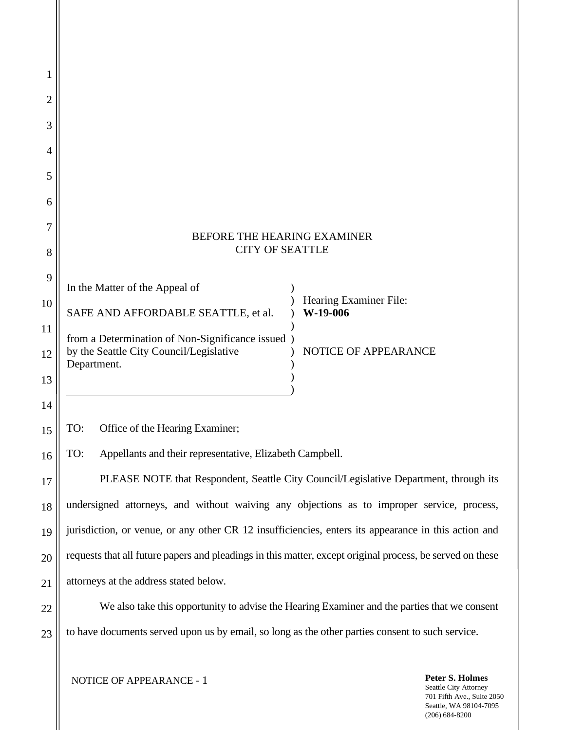BEFORE THE HEARING EXAMINER
CITY OF SEATTLE

| | |
|---|---|
| In the Matter of the Appeal of<br><br>SAFE AND AFFORDABLE SEATTLE, et al.<br><br>from a Determination of Non-Significance issued by the Seattle City Council/Legislative Department. | Hearing Examiner File:<br>**W-19-006**<br><br>NOTICE OF APPEARANCE |

TO: Office of the Hearing Examiner;

TO: Appellants and their representative, Elizabeth Campbell.

PLEASE NOTE that Respondent, Seattle City Council/Legislative Department, through its undersigned attorneys, and without waiving any objections as to improper service, process, jurisdiction, or venue, or any other CR 12 insufficiencies, enters its appearance in this action and requests that all future papers and pleadings in this matter, except original process, be served on these attorneys at the address stated below.

We also take this opportunity to advise the Hearing Examiner and the parties that we consent to have documents served upon us by email, so long as the other parties consent to such service.

NOTICE OF APPEARANCE - 1

**Peter S. Holmes**
Seattle City Attorney
701 Fifth Ave., Suite 2050
Seattle, WA 98104-7095
(206) 684-8200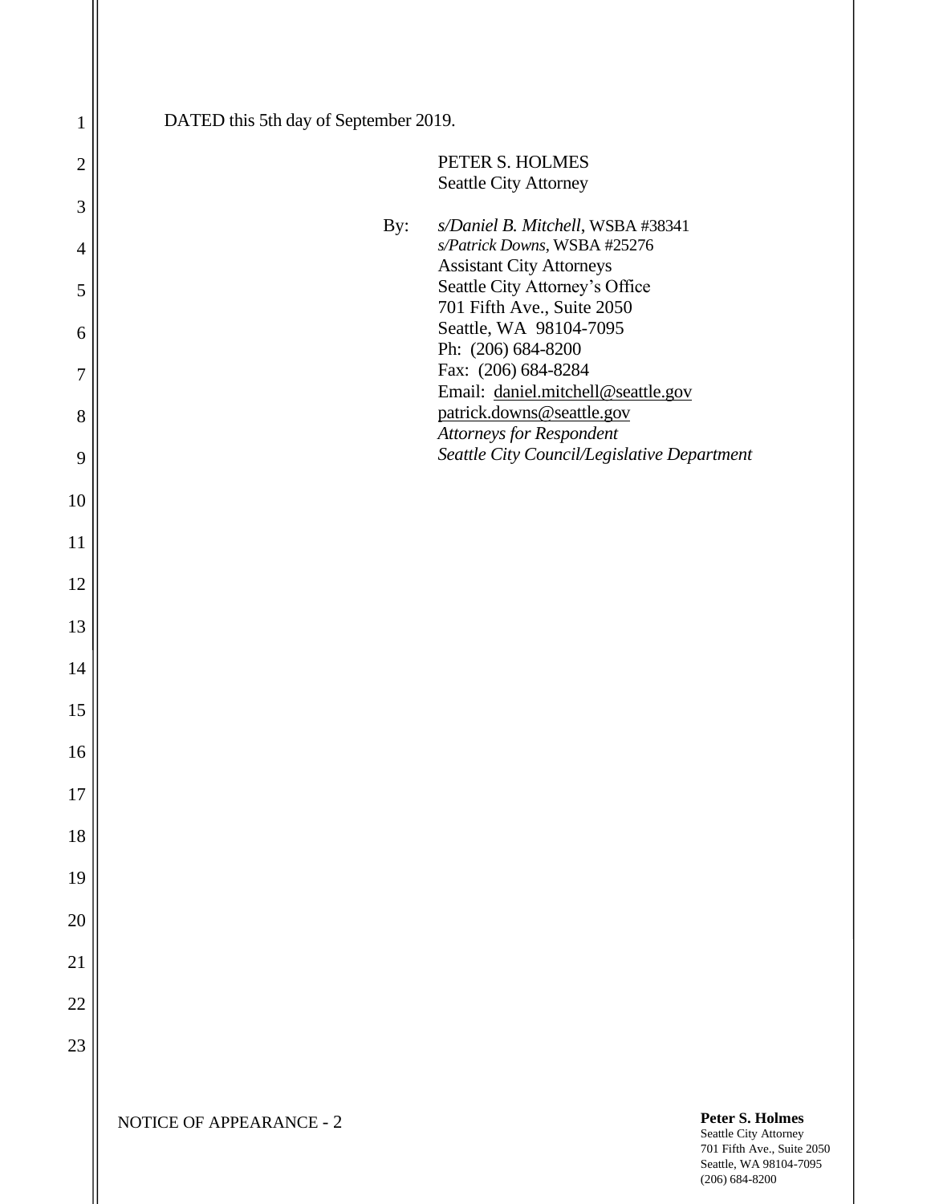DATED this 5th day of September 2019.

PETER S. HOLMES
Seattle City Attorney

By: *s/Daniel B. Mitchell*, WSBA #38341
*s/Patrick Downs*, WSBA #25276
Assistant City Attorneys
Seattle City Attorney's Office
701 Fifth Ave., Suite 2050
Seattle, WA 98104-7095
Ph: (206) 684-8200
Fax: (206) 684-8284
Email: daniel.mitchell@seattle.gov
patrick.downs@seattle.gov
*Attorneys for Respondent*
*Seattle City Council/Legislative Department*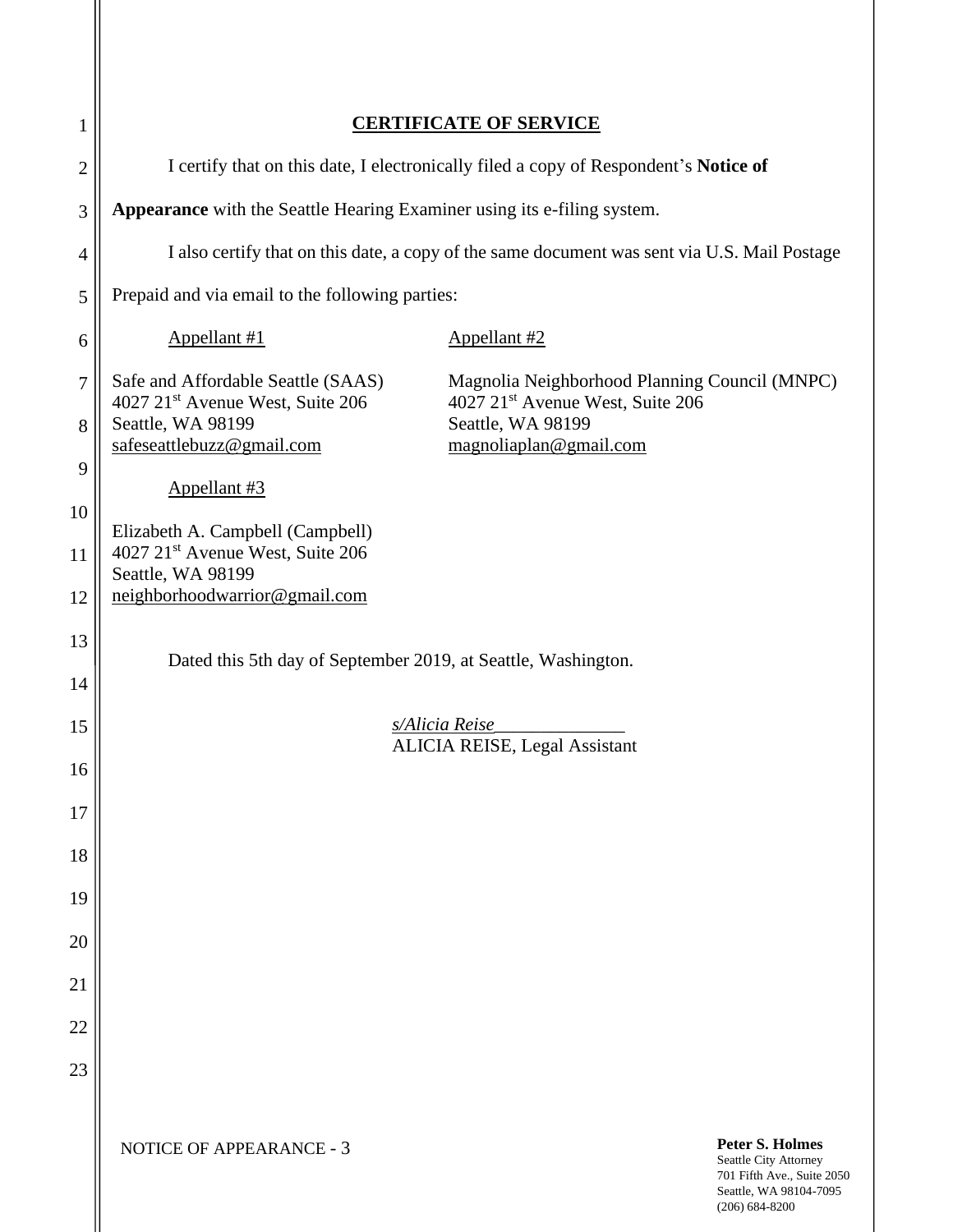## CERTIFICATE OF SERVICE

I certify that on this date, I electronically filed a copy of Respondent's **Notice of Appearance** with the Seattle Hearing Examiner using its e-filing system.

I also certify that on this date, a copy of the same document was sent via U.S. Mail Postage Prepaid and via email to the following parties:

Appellant #1

Safe and Affordable Seattle (SAAS)
4027 21st Avenue West, Suite 206
Seattle, WA 98199
safeseattlebuzz@gmail.com

Appellant #2

Magnolia Neighborhood Planning Council (MNPC)
4027 21st Avenue West, Suite 206
Seattle, WA 98199
magnoliaplan@gmail.com

Appellant #3

Elizabeth A. Campbell (Campbell)
4027 21st Avenue West, Suite 206
Seattle, WA 98199
neighborhoodwarrior@gmail.com

Dated this 5th day of September 2019, at Seattle, Washington.

*s/Alicia Reise*______________
ALICIA REISE, Legal Assistant

NOTICE OF APPEARANCE - 3

**Peter S. Holmes**
Seattle City Attorney
701 Fifth Ave., Suite 2050
Seattle, WA 98104-7095
(206) 684-8200